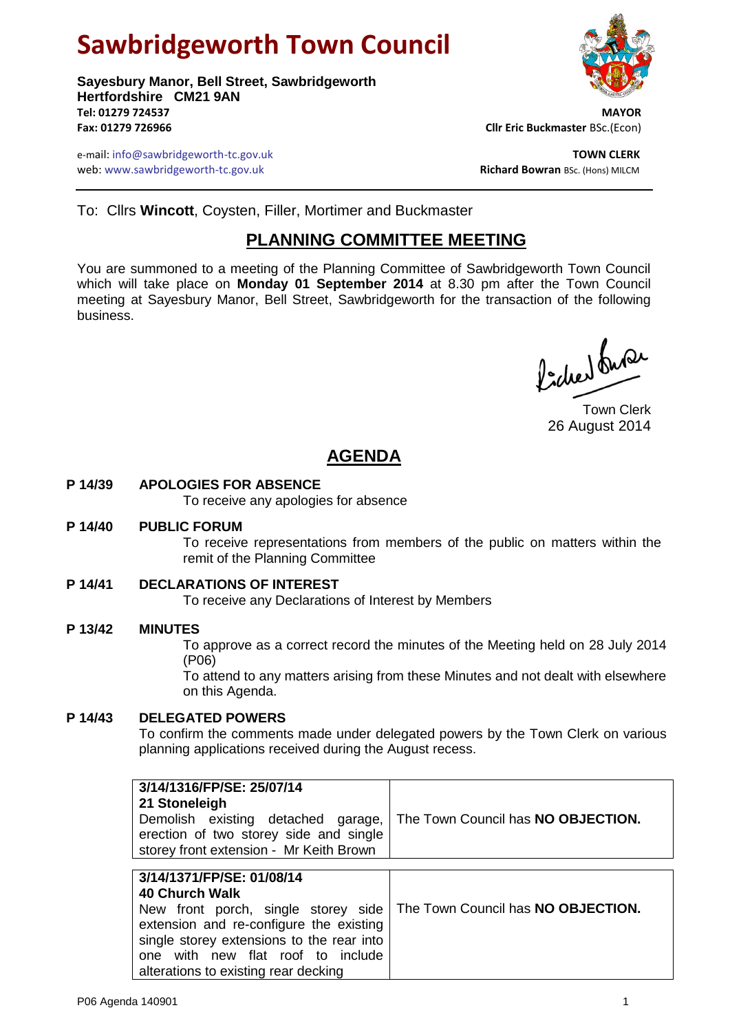# Sawbridgeworth Town Council

**Sayesbury Manor, Bell Street, Sawbridgeworth**
**Hertfordshire CM21 9AN**
**Tel: 01279 724537**
**Fax: 01279 726966**

**MAYOR**
**Cllr Eric Buckmaster** BSc.(Econ)

e-mail: info@sawbridgeworth-tc.gov.uk
web: www.sawbridgeworth-tc.gov.uk

**TOWN CLERK**
**Richard Bowran** BSc. (Hons) MILCM

To: Cllrs **Wincott**, Coysten, Filler, Mortimer and Buckmaster

## PLANNING COMMITTEE MEETING

You are summoned to a meeting of the Planning Committee of Sawbridgeworth Town Council which will take place on **Monday 01 September 2014** at 8.30 pm after the Town Council meeting at Sayesbury Manor, Bell Street, Sawbridgeworth for the transaction of the following business.

Town Clerk
26 August 2014

## AGENDA

**P 14/39 APOLOGIES FOR ABSENCE**

To receive any apologies for absence

**P 14/40 PUBLIC FORUM**

To receive representations from members of the public on matters within the remit of the Planning Committee

**P 14/41 DECLARATIONS OF INTEREST**

To receive any Declarations of Interest by Members

**P 13/42 MINUTES**

To approve as a correct record the minutes of the Meeting held on 28 July 2014 (P06)

To attend to any matters arising from these Minutes and not dealt with elsewhere on this Agenda.

**P 14/43 DELEGATED POWERS**

To confirm the comments made under delegated powers by the Town Clerk on various planning applications received during the August recess.

| Application | Comment |
|---|---|
| **3/14/1316/FP/SE: 25/07/14**<br>**21 Stoneleigh**<br>Demolish existing detached garage, erection of two storey side and single storey front extension - Mr Keith Brown | The Town Council has **NO OBJECTION.** |
| **3/14/1371/FP/SE: 01/08/14**<br>**40 Church Walk**<br>New front porch, single storey side extension and re-configure the existing single storey extensions to the rear into one with new flat roof to include alterations to existing rear decking | The Town Council has **NO OBJECTION.** |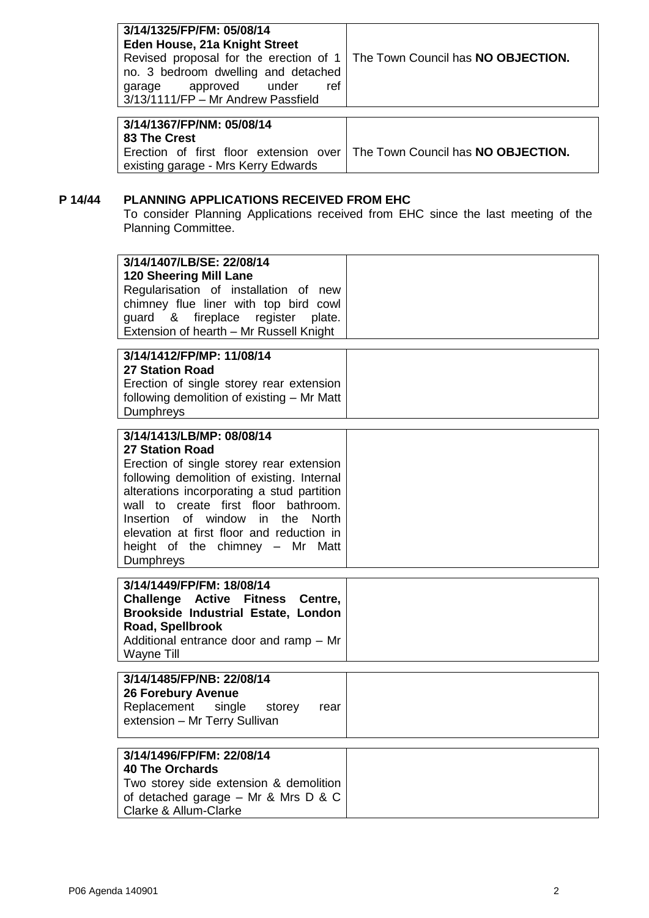| | |
|---|---|
| **3/14/1325/FP/FM: 05/08/14**<br>**Eden House, 21a Knight Street**<br>Revised proposal for the erection of 1 no. 3 bedroom dwelling and detached garage approved under ref 3/13/1111/FP – Mr Andrew Passfield | The Town Council has **NO OBJECTION.** |

| | |
|---|---|
| **3/14/1367/FP/NM: 05/08/14**<br>**83 The Crest**<br>Erection of first floor extension over existing garage - Mrs Kerry Edwards | The Town Council has **NO OBJECTION.** |

## P 14/44 PLANNING APPLICATIONS RECEIVED FROM EHC

To consider Planning Applications received from EHC since the last meeting of the Planning Committee.

| | |
|---|---|
| **3/14/1407/LB/SE: 22/08/14**<br>**120 Sheering Mill Lane**<br>Regularisation of installation of new chimney flue liner with top bird cowl guard & fireplace register plate. Extension of hearth – Mr Russell Knight | |

| | |
|---|---|
| **3/14/1412/FP/MP: 11/08/14**<br>**27 Station Road**<br>Erection of single storey rear extension following demolition of existing – Mr Matt Dumphreys | |

| | |
|---|---|
| **3/14/1413/LB/MP: 08/08/14**<br>**27 Station Road**<br>Erection of single storey rear extension following demolition of existing. Internal alterations incorporating a stud partition wall to create first floor bathroom. Insertion of window in the North elevation at first floor and reduction in height of the chimney – Mr Matt Dumphreys | |

| | |
|---|---|
| **3/14/1449/FP/FM: 18/08/14**<br>**Challenge Active Fitness Centre, Brookside Industrial Estate, London Road, Spellbrook**<br>Additional entrance door and ramp – Mr Wayne Till | |

| | |
|---|---|
| **3/14/1485/FP/NB: 22/08/14**<br>**26 Forebury Avenue**<br>Replacement single storey rear extension – Mr Terry Sullivan | |

| | |
|---|---|
| **3/14/1496/FP/FM: 22/08/14**<br>**40 The Orchards**<br>Two storey side extension & demolition of detached garage – Mr & Mrs D & C Clarke & Allum-Clarke | |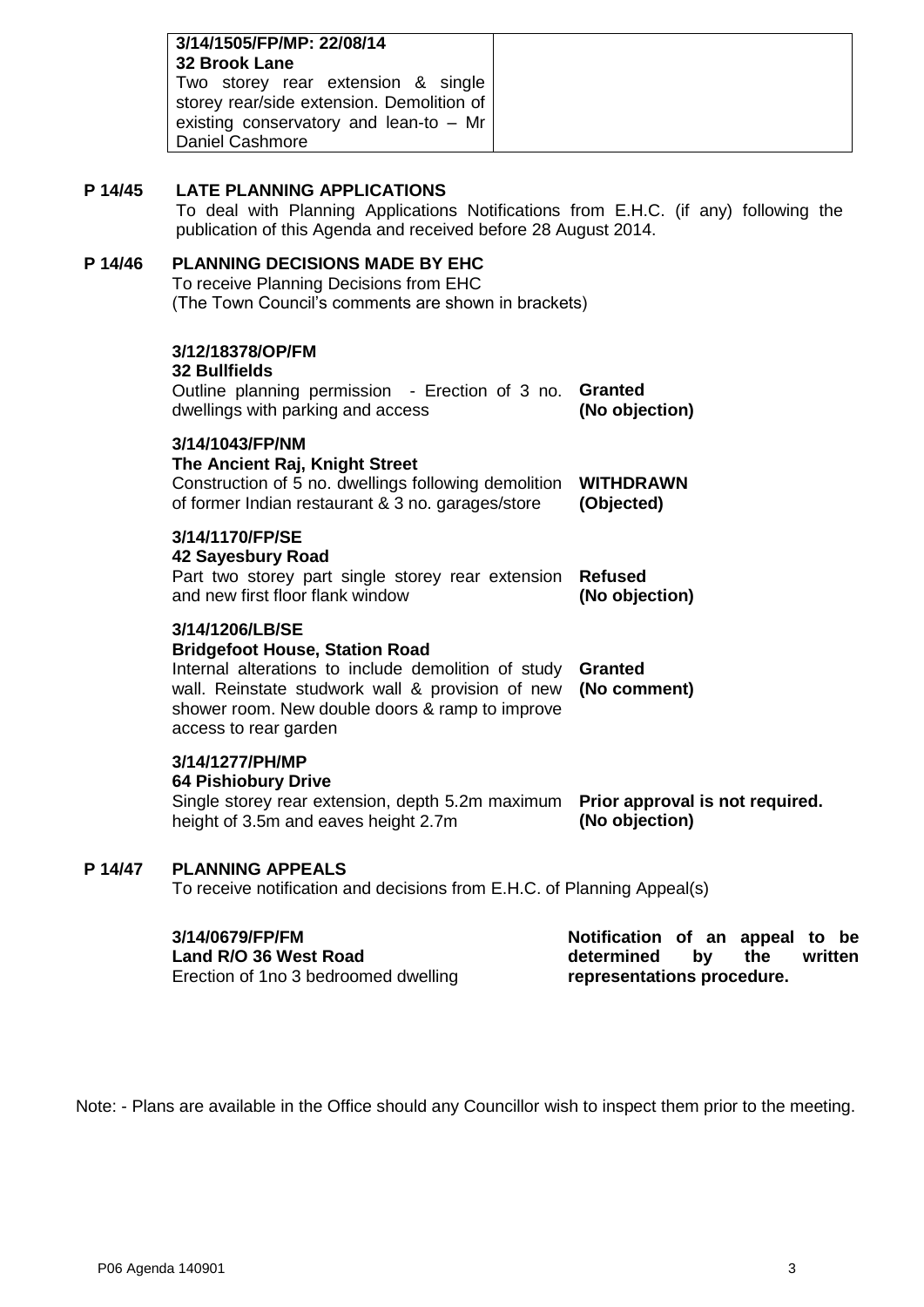| | |
|---|---|
| **3/14/1505/FP/MP: 22/08/14**<br>**32 Brook Lane**<br>Two storey rear extension & single storey rear/side extension. Demolition of existing conservatory and lean-to – Mr Daniel Cashmore | |

**P 14/45 LATE PLANNING APPLICATIONS**

To deal with Planning Applications Notifications from E.H.C. (if any) following the publication of this Agenda and received before 28 August 2014.

**P 14/46 PLANNING DECISIONS MADE BY EHC**

To receive Planning Decisions from EHC
(The Town Council's comments are shown in brackets)

| | |
|---|---|
| **3/12/18378/OP/FM**<br>**32 Bullfields**<br>Outline planning permission - Erection of 3 no. dwellings with parking and access | **Granted**<br>**(No objection)** |
| **3/14/1043/FP/NM**<br>**The Ancient Raj, Knight Street**<br>Construction of 5 no. dwellings following demolition of former Indian restaurant & 3 no. garages/store | **WITHDRAWN**<br>**(Objected)** |
| **3/14/1170/FP/SE**<br>**42 Sayesbury Road**<br>Part two storey part single storey rear extension and new first floor flank window | **Refused**<br>**(No objection)** |
| **3/14/1206/LB/SE**<br>**Bridgefoot House, Station Road**<br>Internal alterations to include demolition of study wall. Reinstate studwork wall & provision of new shower room. New double doors & ramp to improve access to rear garden | **Granted**<br>**(No comment)** |
| **3/14/1277/PH/MP**<br>**64 Pishiobury Drive**<br>Single storey rear extension, depth 5.2m maximum height of 3.5m and eaves height 2.7m | **Prior approval is not required.**<br>**(No objection)** |

**P 14/47 PLANNING APPEALS**

To receive notification and decisions from E.H.C. of Planning Appeal(s)

| | |
|---|---|
| **3/14/0679/FP/FM**<br>**Land R/O 36 West Road**<br>Erection of 1no 3 bedroomed dwelling | **Notification of an appeal to be determined by the written representations procedure.** |

Note: - Plans are available in the Office should any Councillor wish to inspect them prior to the meeting.